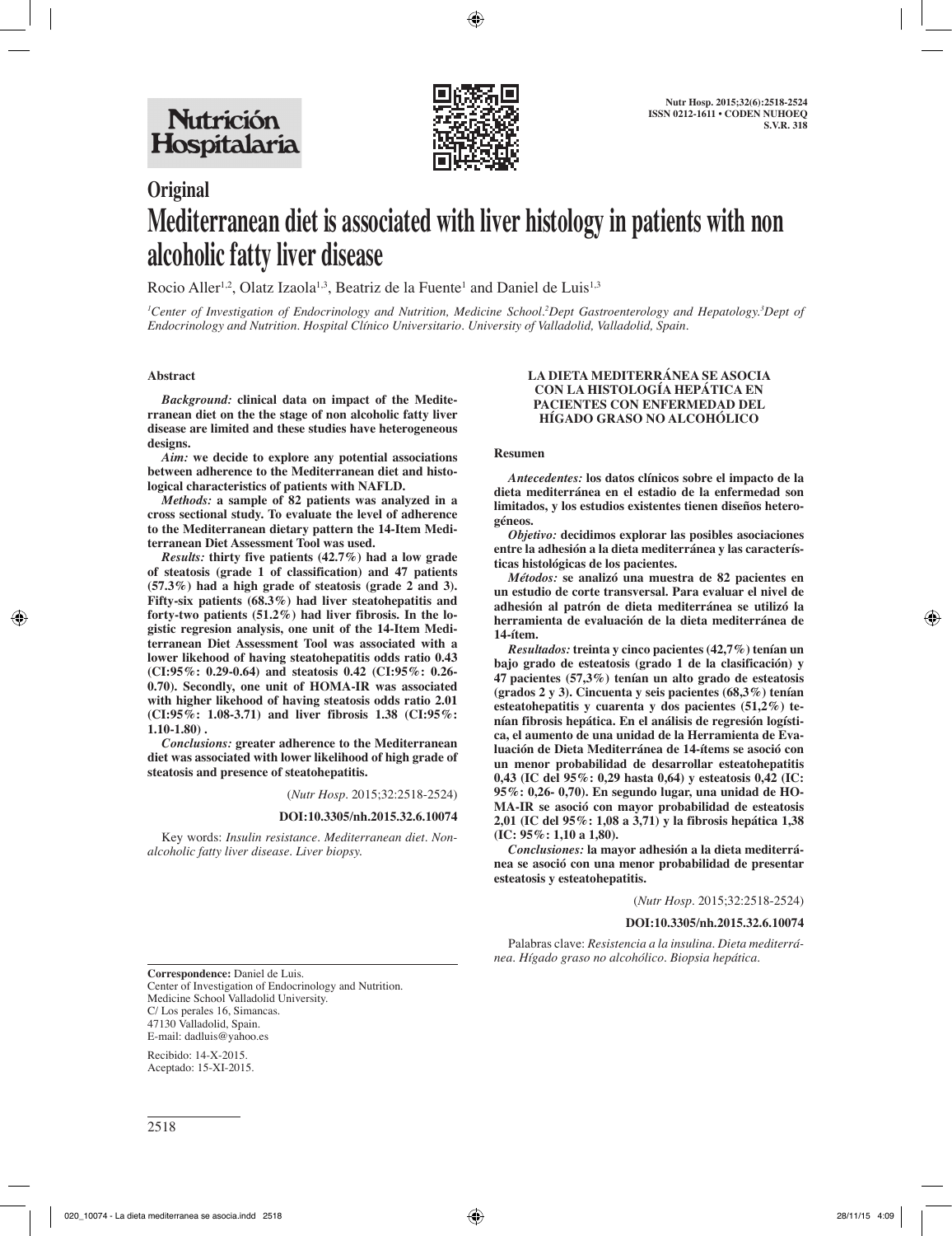## Original

# Mediterranean diet is associated with liver histology in patients with non alcoholic fatty liver disease

Rocio Aller[1,2], Olatz Izaola[1,3], Beatriz de la Fuente[1] and Daniel de Luis[1,3]

[1]*Center of Investigation of Endocrinology and Nutrition, Medicine School.* [2]*Dept Gastroenterology and Hepatology.* [3]*Dept of Endocrinology and Nutrition. Hospital Clínico Universitario. University of Valladolid, Valladolid, Spain.*

### Abstract

***Background:*** **clinical data on impact of the Mediterranean diet on the the stage of non alcoholic fatty liver disease are limited and these studies have heterogeneous designs.**

***Aim:*** **we decide to explore any potential associations between adherence to the Mediterranean diet and histological characteristics of patients with NAFLD.**

***Methods:*** **a sample of 82 patients was analyzed in a cross sectional study. To evaluate the level of adherence to the Mediterranean dietary pattern the 14-Item Mediterranean Diet Assessment Tool was used.**

***Results:*** **thirty five patients (42.7%) had a low grade of steatosis (grade 1 of classification) and 47 patients (57.3%) had a high grade of steatosis (grade 2 and 3). Fifty-six patients (68.3%) had liver steatohepatitis and forty-two patients (51.2%) had liver fibrosis. In the logistic regresion analysis, one unit of the 14-Item Mediterranean Diet Assessment Tool was associated with a lower likehood of having steatohepatitis odds ratio 0.43 (CI:95%: 0.29-0.64) and steatosis 0.42 (CI:95%: 0.26-0.70). Secondly, one unit of HOMA-IR was associated with higher likehood of having steatosis odds ratio 2.01 (CI:95%: 1.08-3.71) and liver fibrosis 1.38 (CI:95%: 1.10-1.80) .**

***Conclusions:*** **greater adherence to the Mediterranean diet was associated with lower likelihood of high grade of steatosis and presence of steatohepatitis.**

(*Nutr Hosp.* 2015;32:2518-2524)

**DOI:10.3305/nh.2015.32.6.10074**

Key words: *Insulin resistance. Mediterranean diet. Non-alcoholic fatty liver disease. Liver biopsy.*

### LA DIETA MEDITERRÁNEA SE ASOCIA CON LA HISTOLOGÍA HEPÁTICA EN PACIENTES CON ENFERMEDAD DEL HÍGADO GRASO NO ALCOHÓLICO

### Resumen

***Antecedentes:*** **los datos clínicos sobre el impacto de la dieta mediterránea en el estadio de la enfermedad son limitados, y los estudios existentes tienen diseños heterogéneos.**

***Objetivo:*** **decidimos explorar las posibles asociaciones entre la adhesión a la dieta mediterránea y las características histológicas de los pacientes.**

***Métodos:*** **se analizó una muestra de 82 pacientes en un estudio de corte transversal. Para evaluar el nivel de adhesión al patrón de dieta mediterránea se utilizó la herramienta de evaluación de la dieta mediterránea de 14-ítem.**

***Resultados:*** **treinta y cinco pacientes (42,7%) tenían un bajo grado de esteatosis (grado 1 de la clasificación) y 47 pacientes (57,3%) tenían un alto grado de esteatosis (grados 2 y 3). Cincuenta y seis pacientes (68,3%) tenían esteatohepatitis y cuarenta y dos pacientes (51,2%) tenían fibrosis hepática. En el análisis de regresión logística, el aumento de una unidad de la Herramienta de Evaluación de Dieta Mediterránea de 14-ítems se asoció con un menor probabilidad de desarrollar esteatohepatitis 0,43 (IC del 95%: 0,29 hasta 0,64) y esteatosis 0,42 (IC: 95%: 0,26- 0,70). En segundo lugar, una unidad de HOMA-IR se asoció con mayor probabilidad de esteatosis 2,01 (IC del 95%: 1,08 a 3,71) y la fibrosis hepática 1,38 (IC: 95%: 1,10 a 1,80).**

***Conclusiones:*** **la mayor adhesión a la dieta mediterránea se asoció con una menor probabilidad de presentar esteatosis y esteatohepatitis.**

(*Nutr Hosp.* 2015;32:2518-2524)

**DOI:10.3305/nh.2015.32.6.10074**

Palabras clave: *Resistencia a la insulina. Dieta mediterránea. Hígado graso no alcohólico. Biopsia hepática.*

---

**Correspondence:** Daniel de Luis.
Center of Investigation of Endocrinology and Nutrition.
Medicine School Valladolid University.
C/ Los perales 16, Simancas.
47130 Valladolid, Spain.
E-mail: dadluis@yahoo.es

Recibido: 14-X-2015.
Aceptado: 15-XI-2015.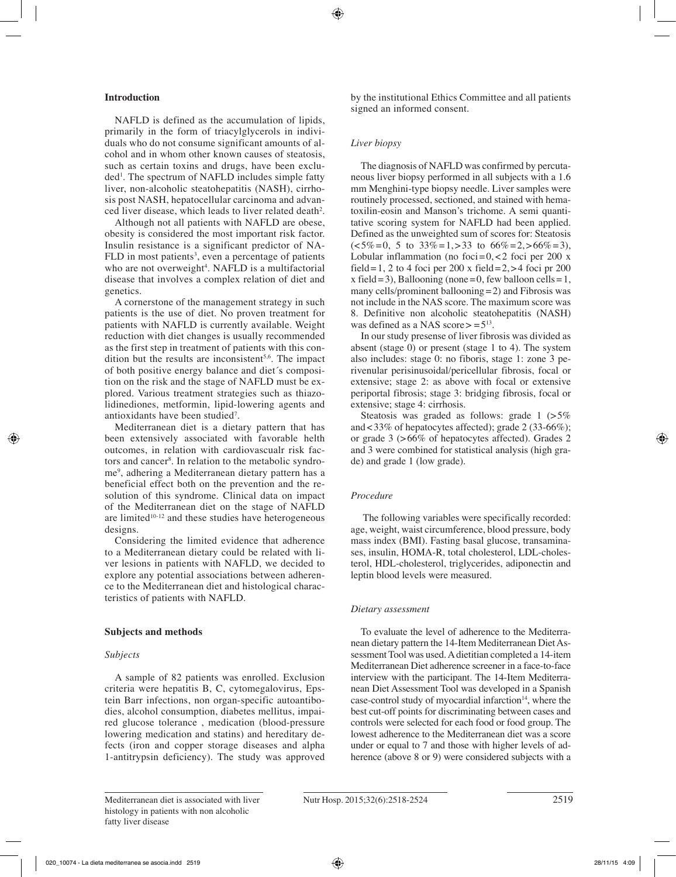## Introduction

NAFLD is defined as the accumulation of lipids, primarily in the form of triacylglycerols in individuals who do not consume significant amounts of alcohol and in whom other known causes of steatosis, such as certain toxins and drugs, have been excluded[1]. The spectrum of NAFLD includes simple fatty liver, non-alcoholic steatohepatitis (NASH), cirrhosis post NASH, hepatocellular carcinoma and advanced liver disease, which leads to liver related death[2].

Although not all patients with NAFLD are obese, obesity is considered the most important risk factor. Insulin resistance is a significant predictor of NAFLD in most patients[3], even a percentage of patients who are not overweight[4]. NAFLD is a multifactorial disease that involves a complex relation of diet and genetics.

A cornerstone of the management strategy in such patients is the use of diet. No proven treatment for patients with NAFLD is currently available. Weight reduction with diet changes is usually recommended as the first step in treatment of patients with this condition but the results are inconsistent[5,6]. The impact of both positive energy balance and diet´s composition on the risk and the stage of NAFLD must be explored. Various treatment strategies such as thiazolidinediones, metformin, lipid-lowering agents and antioxidants have been studied[7].

Mediterranean diet is a dietary pattern that has been extensively associated with favorable helth outcomes, in relation with cardiovascualr risk factors and cancer[8]. In relation to the metabolic syndrome[9], adhering a Mediterranean dietary pattern has a beneficial effect both on the prevention and the resolution of this syndrome. Clinical data on impact of the Mediterranean diet on the stage of NAFLD are limited[10-12] and these studies have heterogeneous designs.

Considering the limited evidence that adherence to a Mediterranean dietary could be related with liver lesions in patients with NAFLD, we decided to explore any potential associations between adherence to the Mediterranean diet and histological characteristics of patients with NAFLD.

## Subjects and methods

### *Subjects*

A sample of 82 patients was enrolled. Exclusion criteria were hepatitis B, C, cytomegalovirus, Epstein Barr infections, non organ-specific autoantibodies, alcohol consumption, diabetes mellitus, impaired glucose tolerance , medication (blood-pressure lowering medication and statins) and hereditary defects (iron and copper storage diseases and alpha 1-antitrypsin deficiency). The study was approved by the institutional Ethics Committee and all patients signed an informed consent.

### *Liver biopsy*

The diagnosis of NAFLD was confirmed by percutaneous liver biopsy performed in all subjects with a 1.6 mm Menghini-type biopsy needle. Liver samples were routinely processed, sectioned, and stained with hematoxilin-eosin and Manson's trichome. A semi quantitative scoring system for NAFLD had been applied. Defined as the unweighted sum of scores for: Steatosis (<5%=0, 5 to 33%=1,>33 to 66%=2,>66%=3), Lobular inflammation (no foci=0,<2 foci per 200 x field=1, 2 to 4 foci per 200 x field=2,>4 foci pr 200 x field=3), Ballooning (none=0, few balloon cells=1, many cells/prominent ballooning=2) and Fibrosis was not include in the NAS score. The maximum score was 8. Definitive non alcoholic steatohepatitis (NASH) was defined as a NAS score>=5[13].

In our study presense of liver fibrosis was divided as absent (stage 0) or present (stage 1 to 4). The system also includes: stage 0: no fiboris, stage 1: zone 3 perivenular perisinusoidal/pericellular fibrosis, focal or extensive; stage 2: as above with focal or extensive periportal fibrosis; stage 3: bridging fibrosis, focal or extensive; stage 4: cirrhosis.

Steatosis was graded as follows: grade 1 (>5% and<33% of hepatocytes affected); grade 2 (33-66%); or grade 3 (>66% of hepatocytes affected). Grades 2 and 3 were combined for statistical analysis (high grade) and grade 1 (low grade).

### *Procedure*

The following variables were specifically recorded: age, weight, waist circumference, blood pressure, body mass index (BMI). Fasting basal glucose, transaminases, insulin, HOMA-R, total cholesterol, LDL-cholesterol, HDL-cholesterol, triglycerides, adiponectin and leptin blood levels were measured.

### *Dietary assessment*

To evaluate the level of adherence to the Mediterranean dietary pattern the 14-Item Mediterranean Diet Assessment Tool was used. A dietitian completed a 14-item Mediterranean Diet adherence screener in a face-to-face interview with the participant. The 14-Item Mediterranean Diet Assessment Tool was developed in a Spanish case-control study of myocardial infarction[14], where the best cut-off points for discriminating between cases and controls were selected for each food or food group. The lowest adherence to the Mediterranean diet was a score under or equal to 7 and those with higher levels of adherence (above 8 or 9) were considered subjects with a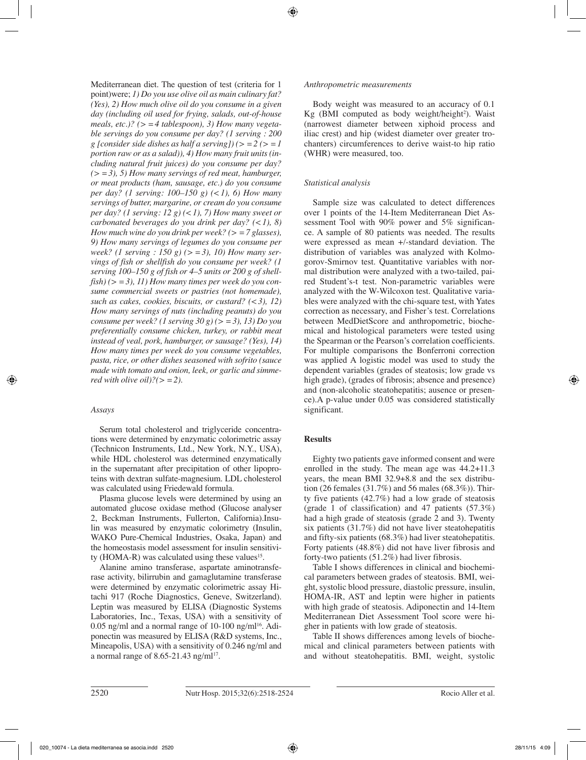Mediterranean diet. The question of test (criteria for 1 point)were; *1) Do you use olive oil as main culinary fat? (Yes), 2) How much olive oil do you consume in a given day (including oil used for frying, salads, out-of-house meals, etc.)? (> =4 tablespoon), 3) How many vegetable servings do you consume per day? (1 serving : 200 g [consider side dishes as half a serving]) (> =2 (> =1 portion raw or as a salad)), 4) How many fruit units (including natural fruit juices) do you consume per day? (> =3), 5) How many servings of red meat, hamburger, or meat products (ham, sausage, etc.) do you consume per day? (1 serving: 100–150 g) (<1), 6) How many servings of butter, margarine, or cream do you consume per day? (1 serving: 12 g) (<1), 7) How many sweet or carbonated beverages do you drink per day? (<1), 8) How much wine do you drink per week? (> =7 glasses), 9) How many servings of legumes do you consume per week? (1 serving : 150 g) (> =3), 10) How many servings of fish or shellfish do you consume per week? (1 serving 100–150 g of fish or 4–5 units or 200 g of shellfish) (> =3), 11) How many times per week do you consume commercial sweets or pastries (not homemade), such as cakes, cookies, biscuits, or custard? (<3), 12) How many servings of nuts (including peanuts) do you consume per week? (1 serving 30 g) (> =3), 13) Do you preferentially consume chicken, turkey, or rabbit meat instead of veal, pork, hamburger, or sausage? (Yes), 14) How many times per week do you consume vegetables, pasta, rice, or other dishes seasoned with sofrito (sauce made with tomato and onion, leek, or garlic and simmered with olive oil)?(> =2).*

### *Assays*

Serum total cholesterol and triglyceride concentrations were determined by enzymatic colorimetric assay (Technicon Instruments, Ltd., New York, N.Y., USA), while HDL cholesterol was determined enzymatically in the supernatant after precipitation of other lipoproteins with dextran sulfate-magnesium. LDL cholesterol was calculated using Friedewald formula.

Plasma glucose levels were determined by using an automated glucose oxidase method (Glucose analyser 2, Beckman Instruments, Fullerton, California).Insulin was measured by enzymatic colorimetry (Insulin, WAKO Pure-Chemical Industries, Osaka, Japan) and the homeostasis model assessment for insulin sensitivity (HOMA-R) was calculated using these values[15].

Alanine amino transferase, aspartate aminotransferase activity, bilirrubin and gamaglutamine transferase were determined by enzymatic colorimetric assay Hitachi 917 (Roche Diagnostics, Geneve, Switzerland). Leptin was measured by ELISA (Diagnostic Systems Laboratories, Inc., Texas, USA) with a sensitivity of 0.05 ng/ml and a normal range of 10-100 ng/ml[16]. Adiponectin was measured by ELISA (R&D systems, Inc., Mineapolis, USA) with a sensitivity of 0.246 ng/ml and a normal range of 8.65-21.43 ng/ml[17].

### *Anthropometric measurements*

Body weight was measured to an accuracy of 0.1 Kg (BMI computed as body weight/height$^2$). Waist (narrowest diameter between xiphoid process and iliac crest) and hip (widest diameter over greater trochanters) circumferences to derive waist-to hip ratio (WHR) were measured, too.

### *Statistical analysis*

Sample size was calculated to detect differences over 1 points of the 14-Item Mediterranean Diet Assessment Tool with 90% power and 5% significance. A sample of 80 patients was needed. The results were expressed as mean +/-standard deviation. The distribution of variables was analyzed with Kolmogorov-Smirnov test. Quantitative variables with normal distribution were analyzed with a two-tailed, paired Student's-t test. Non-parametric variables were analyzed with the W-Wilcoxon test. Qualitative variables were analyzed with the chi-square test, with Yates correction as necessary, and Fisher's test. Correlations between MedDietScore and anthropometric, biochemical and histological parameters were tested using the Spearman or the Pearson's correlation coefficients. For multiple comparisons the Bonferroni correction was applied A logistic model was used to study the dependent variables (grades of steatosis; low grade vs high grade), (grades of fibrosis; absence and presence) and (non-alcoholic steatohepatitis; ausence or presence).A p-value under 0.05 was considered statistically significant.

## Results

Eighty two patients gave informed consent and were enrolled in the study. The mean age was 44.2+11.3 years, the mean BMI 32.9+8.8 and the sex distribution (26 females (31.7%) and 56 males (68.3%)). Thirty five patients (42.7%) had a low grade of steatosis (grade 1 of classification) and 47 patients (57.3%) had a high grade of steatosis (grade 2 and 3). Twenty six patients (31.7%) did not have liver steatohepatitis and fifty-six patients (68.3%) had liver steatohepatitis. Forty patients (48.8%) did not have liver fibrosis and forty-two patients (51.2%) had liver fibrosis.

Table I shows differences in clinical and biochemical parameters between grades of steatosis. BMI, weight, systolic blood pressure, diastolic pressure, insulin, HOMA-IR, AST and leptin were higher in patients with high grade of steatosis. Adiponectin and 14-Item Mediterranean Diet Assessment Tool score were higher in patients with low grade of steatosis.

Table II shows differences among levels of biochemical and clinical parameters between patients with and without steatohepatitis. BMI, weight, systolic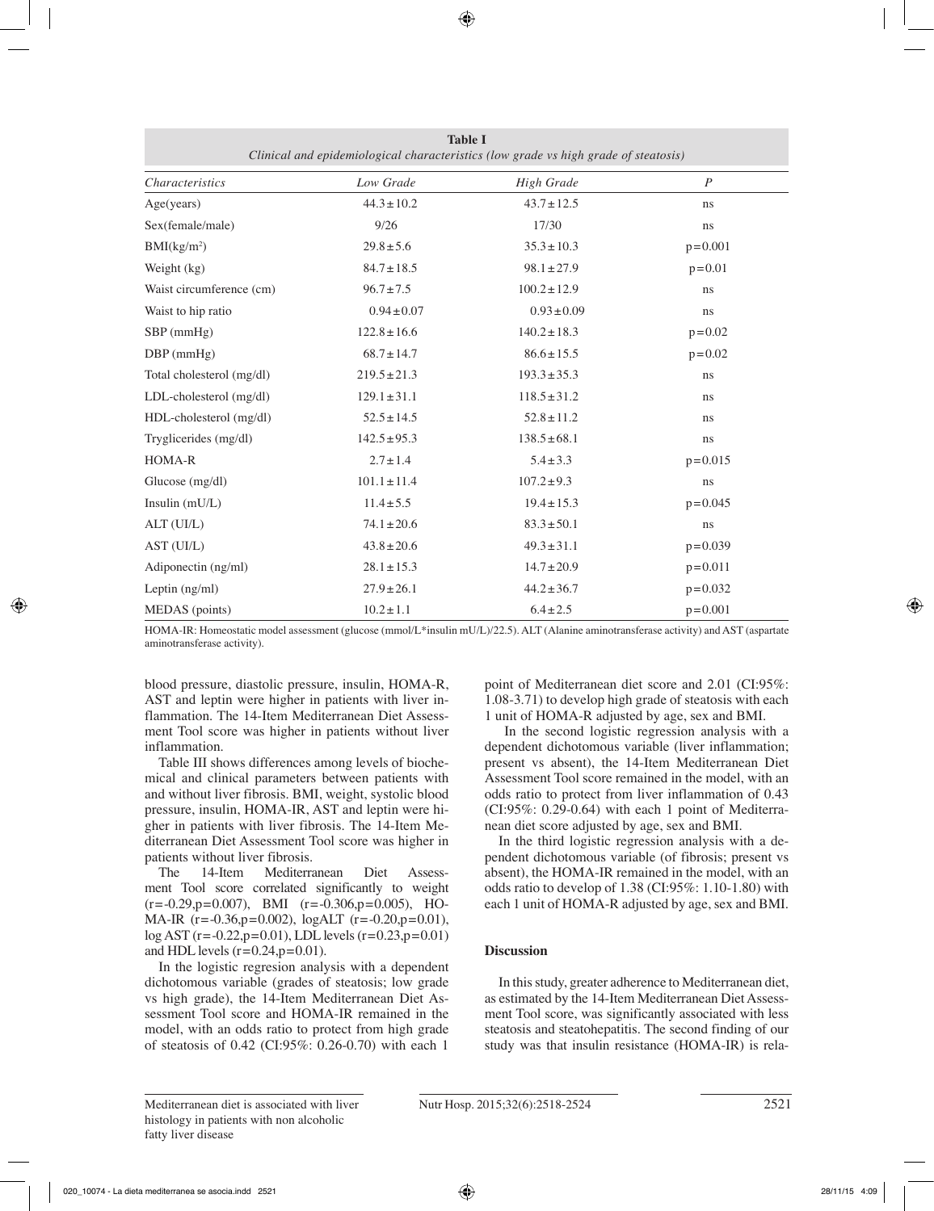**Table I**
*Clinical and epidemiological characteristics (low grade vs high grade of steatosis)*

| *Characteristics* | *Low Grade* | *High Grade* | *P* |
|---|---|---|---|
| Age(years) | 44.3±10.2 | 43.7±12.5 | ns |
| Sex(female/male) | 9/26 | 17/30 | ns |
| BMI(kg/m²) | 29.8±5.6 | 35.3±10.3 | p=0.001 |
| Weight (kg) | 84.7±18.5 | 98.1±27.9 | p=0.01 |
| Waist circumference (cm) | 96.7±7.5 | 100.2±12.9 | ns |
| Waist to hip ratio | 0.94±0.07 | 0.93±0.09 | ns |
| SBP (mmHg) | 122.8±16.6 | 140.2±18.3 | p=0.02 |
| DBP (mmHg) | 68.7±14.7 | 86.6±15.5 | p=0.02 |
| Total cholesterol (mg/dl) | 219.5±21.3 | 193.3±35.3 | ns |
| LDL-cholesterol (mg/dl) | 129.1±31.1 | 118.5±31.2 | ns |
| HDL-cholesterol (mg/dl) | 52.5±14.5 | 52.8±11.2 | ns |
| Trygliceridеs (mg/dl) | 142.5±95.3 | 138.5±68.1 | ns |
| HOMA-R | 2.7±1.4 | 5.4±3.3 | p=0.015 |
| Glucose (mg/dl) | 101.1±11.4 | 107.2±9.3 | ns |
| Insulin (mU/L) | 11.4±5.5 | 19.4±15.3 | p=0.045 |
| ALT (UI/L) | 74.1±20.6 | 83.3±50.1 | ns |
| AST (UI/L) | 43.8±20.6 | 49.3±31.1 | p=0.039 |
| Adiponectin (ng/ml) | 28.1±15.3 | 14.7±20.9 | p=0.011 |
| Leptin (ng/ml) | 27.9±26.1 | 44.2±36.7 | p=0.032 |
| MEDAS (points) | 10.2±1.1 | 6.4±2.5 | p=0.001 |

HOMA-IR: Homeostatic model assessment (glucose (mmol/L*insulin mU/L)/22.5). ALT (Alanine aminotransferase activity) and AST (aspartate aminotransferase activity).

blood pressure, diastolic pressure, insulin, HOMA-R, AST and leptin were higher in patients with liver inflammation. The 14-Item Mediterranean Diet Assessment Tool score was higher in patients without liver inflammation.

Table III shows differences among levels of biochemical and clinical parameters between patients with and without liver fibrosis. BMI, weight, systolic blood pressure, insulin, HOMA-IR, AST and leptin were higher in patients with liver fibrosis. The 14-Item Mediterranean Diet Assessment Tool score was higher in patients without liver fibrosis.

The 14-Item Mediterranean Diet Assessment Tool score correlated significantly to weight (r=-0.29,p=0.007), BMI (r=-0.306,p=0.005), HOMA-IR (r=-0.36,p=0.002), logALT (r=-0.20,p=0.01), log AST (r=-0.22,p=0.01), LDL levels (r=0.23,p=0.01) and HDL levels (r=0.24,p=0.01).

In the logistic regresion analysis with a dependent dichotomous variable (grades of steatosis; low grade vs high grade), the 14-Item Mediterranean Diet Assessment Tool score and HOMA-IR remained in the model, with an odds ratio to protect from high grade of steatosis of 0.42 (CI:95%: 0.26-0.70) with each 1 point of Mediterranean diet score and 2.01 (CI:95%: 1.08-3.71) to develop high grade of steatosis with each 1 unit of HOMA-R adjusted by age, sex and BMI.

In the second logistic regression analysis with a dependent dichotomous variable (liver inflammation; present vs absent), the 14-Item Mediterranean Diet Assessment Tool score remained in the model, with an odds ratio to protect from liver inflammation of 0.43 (CI:95%: 0.29-0.64) with each 1 point of Mediterranean diet score adjusted by age, sex and BMI.

In the third logistic regression analysis with a dependent dichotomous variable (of fibrosis; present vs absent), the HOMA-IR remained in the model, with an odds ratio to develop of 1.38 (CI:95%: 1.10-1.80) with each 1 unit of HOMA-R adjusted by age, sex and BMI.

## Discussion

In this study, greater adherence to Mediterranean diet, as estimated by the 14-Item Mediterranean Diet Assessment Tool score, was significantly associated with less steatosis and steatohepatitis. The second finding of our study was that insulin resistance (HOMA-IR) is rela-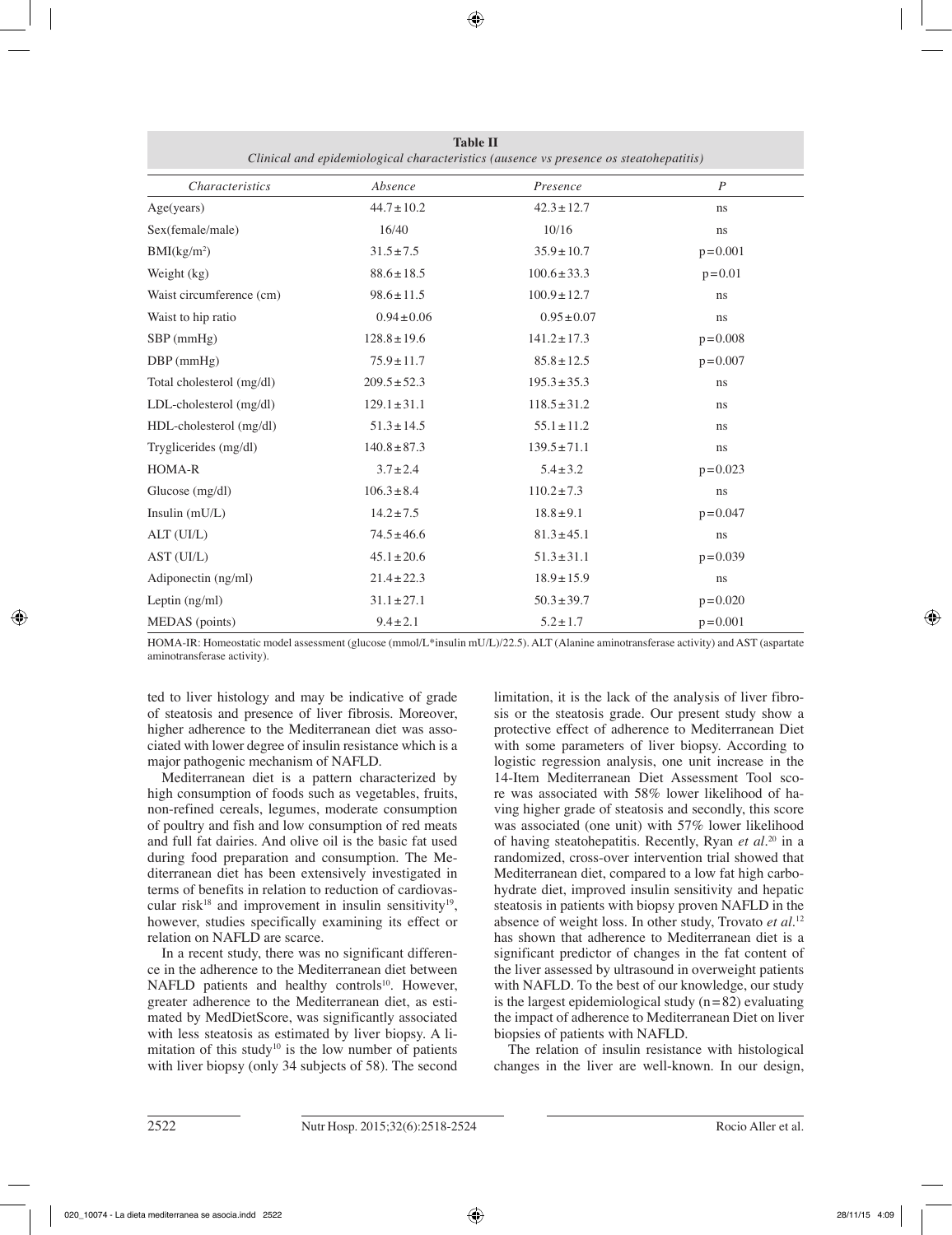**Table II**
*Clinical and epidemiological characteristics (ausence vs presence os steatohepatitis)*

| *Characteristics* | *Absence* | *Presence* | *P* |
|---|---|---|---|
| Age(years) | 44.7±10.2 | 42.3±12.7 | ns |
| Sex(female/male) | 16/40 | 10/16 | ns |
| BMI(kg/m²) | 31.5±7.5 | 35.9±10.7 | p=0.001 |
| Weight (kg) | 88.6±18.5 | 100.6±33.3 | p=0.01 |
| Waist circumference (cm) | 98.6±11.5 | 100.9±12.7 | ns |
| Waist to hip ratio | 0.94±0.06 | 0.95±0.07 | ns |
| SBP (mmHg) | 128.8±19.6 | 141.2±17.3 | p=0.008 |
| DBP (mmHg) | 75.9±11.7 | 85.8±12.5 | p=0.007 |
| Total cholesterol (mg/dl) | 209.5±52.3 | 195.3±35.3 | ns |
| LDL-cholesterol (mg/dl) | 129.1±31.1 | 118.5±31.2 | ns |
| HDL-cholesterol (mg/dl) | 51.3±14.5 | 55.1±11.2 | ns |
| Trygliceri­des (mg/dl) | 140.8±87.3 | 139.5±71.1 | ns |
| HOMA-R | 3.7±2.4 | 5.4±3.2 | p=0.023 |
| Glucose (mg/dl) | 106.3±8.4 | 110.2±7.3 | ns |
| Insulin (mU/L) | 14.2±7.5 | 18.8±9.1 | p=0.047 |
| ALT (UI/L) | 74.5±46.6 | 81.3±45.1 | ns |
| AST (UI/L) | 45.1±20.6 | 51.3±31.1 | p=0.039 |
| Adiponectin (ng/ml) | 21.4±22.3 | 18.9±15.9 | ns |
| Leptin (ng/ml) | 31.1±27.1 | 50.3±39.7 | p=0.020 |
| MEDAS (points) | 9.4±2.1 | 5.2±1.7 | p=0.001 |

HOMA-IR: Homeostatic model assessment (glucose (mmol/L*insulin mU/L)/22.5). ALT (Alanine aminotransferase activity) and AST (aspartate aminotransferase activity).

ted to liver histology and may be indicative of grade of steatosis and presence of liver fibrosis. Moreover, higher adherence to the Mediterranean diet was associated with lower degree of insulin resistance which is a major pathogenic mechanism of NAFLD.

Mediterranean diet is a pattern characterized by high consumption of foods such as vegetables, fruits, non-refined cereals, legumes, moderate consumption of poultry and fish and low consumption of red meats and full fat dairies. And olive oil is the basic fat used during food preparation and consumption. The Mediterranean diet has been extensively investigated in terms of benefits in relation to reduction of cardiovascular risk[18] and improvement in insulin sensitivity[19], however, studies specifically examining its effect or relation on NAFLD are scarce.

In a recent study, there was no significant difference in the adherence to the Mediterranean diet between NAFLD patients and healthy controls[10]. However, greater adherence to the Mediterranean diet, as estimated by MedDietScore, was significantly associated with less steatosis as estimated by liver biopsy. A limitation of this study[10] is the low number of patients with liver biopsy (only 34 subjects of 58). The second limitation, it is the lack of the analysis of liver fibrosis or the steatosis grade. Our present study show a protective effect of adherence to Mediterranean Diet with some parameters of liver biopsy. According to logistic regression analysis, one unit increase in the 14-Item Mediterranean Diet Assessment Tool score was associated with 58% lower likelihood of having higher grade of steatosis and secondly, this score was associated (one unit) with 57% lower likelihood of having steatohepatitis. Recently, Ryan *et al*.[20] in a randomized, cross-over intervention trial showed that Mediterranean diet, compared to a low fat high carbohydrate diet, improved insulin sensitivity and hepatic steatosis in patients with biopsy proven NAFLD in the absence of weight loss. In other study, Trovato *et al*.[12] has shown that adherence to Mediterranean diet is a significant predictor of changes in the fat content of the liver assessed by ultrasound in overweight patients with NAFLD. To the best of our knowledge, our study is the largest epidemiological study (n=82) evaluating the impact of adherence to Mediterranean Diet on liver biopsies of patients with NAFLD.

The relation of insulin resistance with histological changes in the liver are well-known. In our design,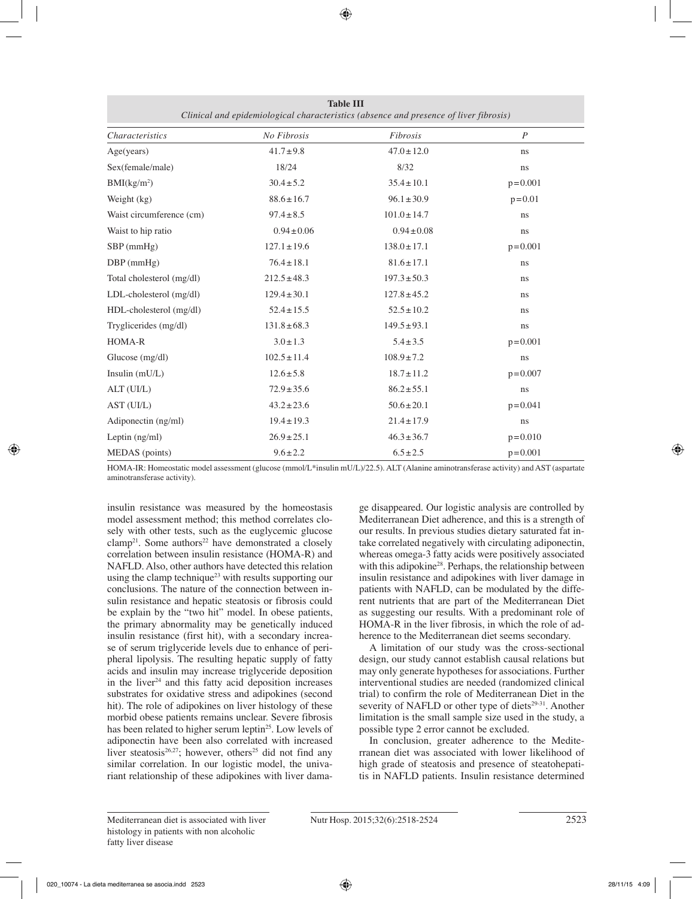**Table III**
*Clinical and epidemiological characteristics (absence and presence of liver fibrosis)*

| *Characteristics* | *No Fibrosis* | *Fibrosis* | *P* |
|---|---|---|---|
| Age(years) | 41.7±9.8 | 47.0±12.0 | ns |
| Sex(female/male) | 18/24 | 8/32 | ns |
| BMI(kg/m²) | 30.4±5.2 | 35.4±10.1 | p=0.001 |
| Weight (kg) | 88.6±16.7 | 96.1±30.9 | p=0.01 |
| Waist circumference (cm) | 97.4±8.5 | 101.0±14.7 | ns |
| Waist to hip ratio | 0.94±0.06 | 0.94±0.08 | ns |
| SBP (mmHg) | 127.1±19.6 | 138.0±17.1 | p=0.001 |
| DBP (mmHg) | 76.4±18.1 | 81.6±17.1 | ns |
| Total cholesterol (mg/dl) | 212.5±48.3 | 197.3±50.3 | ns |
| LDL-cholesterol (mg/dl) | 129.4±30.1 | 127.8±45.2 | ns |
| HDL-cholesterol (mg/dl) | 52.4±15.5 | 52.5±10.2 | ns |
| Trygliceridеs (mg/dl) | 131.8±68.3 | 149.5±93.1 | ns |
| HOMA-R | 3.0±1.3 | 5.4±3.5 | p=0.001 |
| Glucose (mg/dl) | 102.5±11.4 | 108.9±7.2 | ns |
| Insulin (mU/L) | 12.6±5.8 | 18.7±11.2 | p=0.007 |
| ALT (UI/L) | 72.9±35.6 | 86.2±55.1 | ns |
| AST (UI/L) | 43.2±23.6 | 50.6±20.1 | p=0.041 |
| Adiponectin (ng/ml) | 19.4±19.3 | 21.4±17.9 | ns |
| Leptin (ng/ml) | 26.9±25.1 | 46.3±36.7 | p=0.010 |
| MEDAS (points) | 9.6±2.2 | 6.5±2.5 | p=0.001 |

HOMA-IR: Homeostatic model assessment (glucose (mmol/L*insulin mU/L)/22.5). ALT (Alanine aminotransferase activity) and AST (aspartate aminotransferase activity).

insulin resistance was measured by the homeostasis model assessment method; this method correlates closely with other tests, such as the euglycemic glucose clamp[21]. Some authors[22] have demonstrated a closely correlation between insulin resistance (HOMA-R) and NAFLD. Also, other authors have detected this relation using the clamp technique[23] with results supporting our conclusions. The nature of the connection between insulin resistance and hepatic steatosis or fibrosis could be explain by the "two hit" model. In obese patients, the primary abnormality may be genetically induced insulin resistance (first hit), with a secondary increase of serum triglyceride levels due to enhance of peripheral lipolysis. The resulting hepatic supply of fatty acids and insulin may increase triglyceride deposition in the liver[24] and this fatty acid deposition increases substrates for oxidative stress and adipokines (second hit). The role of adipokines on liver histology of these morbid obese patients remains unclear. Severe fibrosis has been related to higher serum leptin[25]. Low levels of adiponectin have been also correlated with increased liver steatosis[26,27]; however, others[25] did not find any similar correlation. In our logistic model, the univariant relationship of these adipokines with liver damage disappeared. Our logistic analysis are controlled by Mediterranean Diet adherence, and this is a strength of our results. In previous studies dietary saturated fat intake correlated negatively with circulating adiponectin, whereas omega-3 fatty acids were positively associated with this adipokine[28]. Perhaps, the relationship between insulin resistance and adipokines with liver damage in patients with NAFLD, can be modulated by the different nutrients that are part of the Mediterranean Diet as suggesting our results. With a predominant role of HOMA-R in the liver fibrosis, in which the role of adherence to the Mediterranean diet seems secondary.

A limitation of our study was the cross-sectional design, our study cannot establish causal relations but may only generate hypotheses for associations. Further interventional studies are needed (randomized clinical trial) to confirm the role of Mediterranean Diet in the severity of NAFLD or other type of diets[29-31]. Another limitation is the small sample size used in the study, a possible type 2 error cannot be excluded.

In conclusion, greater adherence to the Mediterranean diet was associated with lower likelihood of high grade of steatosis and presence of steatohepatitis in NAFLD patients. Insulin resistance determined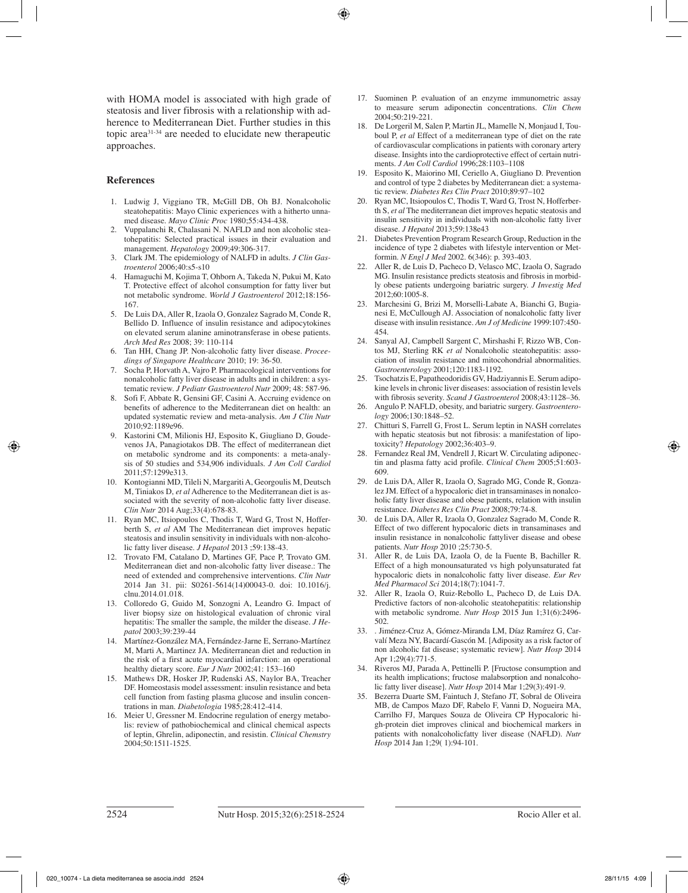with HOMA model is associated with high grade of steatosis and liver fibrosis with a relationship with adherence to Mediterranean Diet. Further studies in this topic area[31-34] are needed to elucidate new therapeutic approaches.

## References

1. Ludwig J, Viggiano TR, McGill DB, Oh BJ. Nonalcoholic steatohepatitis: Mayo Clinic experiences with a hitherto unnamed disease. *Mayo Clinic Proc* 1980;55:434-438.
2. Vuppalanchi R, Chalasani N. NAFLD and non alcoholic steatohepatitis: Selected practical issues in their evaluation and management. *Hepatology* 2009;49:306-317.
3. Clark JM. The epidemiology of NALFD in adults. *J Clin Gastroenterol* 2006;40:s5-s10
4. Hamaguchi M, Kojima T, Ohborn A, Takeda N, Pukui M, Kato T. Protective effect of alcohol consumption for fatty liver but not metabolic syndrome. *World J Gastroenterol* 2012;18:156-167.
5. De Luis DA, Aller R, Izaola O, Gonzalez Sagrado M, Conde R, Bellido D. Influence of insulin resistance and adipocytokines on elevated serum alanine aminotransferase in obese patients. *Arch Med Res* 2008; 39: 110-114
6. Tan HH, Chang JP. Non-alcoholic fatty liver disease. *Proceedings of Singapore Healthcare* 2010; 19: 36-50.
7. Socha P, Horvath A, Vajro P. Pharmacological interventions for nonalcoholic fatty liver disease in adults and in children: a systematic review. *J Pediatr Gastroenterol Nutr* 2009; 48: 587-96.
8. Sofi F, Abbate R, Gensini GF, Casini A. Accruing evidence on benefits of adherence to the Mediterranean diet on health: an updated systematic review and meta-analysis. *Am J Clin Nutr* 2010;92:1189e96.
9. Kastorini CM, Milionis HJ, Esposito K, Giugliano D, Goudevenos JA, Panagiotakos DB. The effect of mediterranean diet on metabolic syndrome and its components: a meta-analysis of 50 studies and 534,906 individuals. *J Am Coll Cardiol* 2011;57:1299e313.
10. Kontogianni MD, Tileli N, Margariti A, Georgoulis M, Deutsch M, Tiniakos D, *et al* Adherence to the Mediterranean diet is associated with the severity of non-alcoholic fatty liver disease. *Clin Nutr* 2014 Aug;33(4):678-83.
11. Ryan MC, Itsiopoulos C, Thodis T, Ward G, Trost N, Hofferberth S, *et al* AM The Mediterranean diet improves hepatic steatosis and insulin sensitivity in individuals with non-alcoholic fatty liver disease. *J Hepatol* 2013 ;59:138-43.
12. Trovato FM, Catalano D, Martines GF, Pace P, Trovato GM. Mediterranean diet and non-alcoholic fatty liver disease.: The need of extended and comprehensive interventions. *Clin Nutr* 2014 Jan 31. pii: S0261-5614(14)00043-0. doi: 10.1016/j.clnu.2014.01.018.
13. Colloredo G, Guido M, Sonzogni A, Leandro G. Impact of liver biopsy size on histological evaluation of chronic viral hepatitis: The smaller the sample, the milder the disease. *J Hepatol* 2003;39:239-44
14. Martínez-González MA, Fernández-Jarne E, Serrano-Martínez M, Marti A, Martinez JA. Mediterranean diet and reduction in the risk of a first acute myocardial infarction: an operational healthy dietary score. *Eur J Nutr* 2002;41: 153–160
15. Mathews DR, Hosker JP, Rudenski AS, Naylor BA, Treacher DF. Homeostasis model assessment: insulin resistance and beta cell function from fasting plasma glucose and insulin concentrations in man. *Diabetologia* 1985;28:412-414.
16. Meier U, Gressner M. Endocrine regulation of energy metabolis: review of pathobiochemical and clinical chemical aspects of leptin, Ghrelin, adiponectin, and resistin. *Clinical Chemstry* 2004;50:1511-1525.
17. Suominen P. evaluation of an enzyme immunometric assay to measure serum adiponectin concentrations. *Clin Chem* 2004;50:219-221.
18. De Lorgeril M, Salen P, Martin JL, Mamelle N, Monjaud I, Touboul P, *et al* Effect of a mediterranean type of diet on the rate of cardiovascular complications in patients with coronary artery disease. Insights into the cardioprotective effect of certain nutriments. *J Am Coll Cardiol* 1996;28:1103–1108
19. Esposito K, Maiorino MI, Ceriello A, Giugliano D. Prevention and control of type 2 diabetes by Mediterranean diet: a systematic review. *Diabetes Res Clin Pract* 2010;89:97–102
20. Ryan MC, Itsiopoulos C, Thodis T, Ward G, Trost N, Hofferberth S, *et al* The mediterranean diet improves hepatic steatosis and insulin sensitivity in individuals with non-alcoholic fatty liver disease. *J Hepatol* 2013;59:138e43
21. Diabetes Prevention Program Research Group, Reduction in the incidence of type 2 diabetes with lifestyle intervention or Metformin. *N Engl J Med* 2002. 6(346): p. 393-403.
22. Aller R, de Luis D, Pacheco D, Velasco MC, Izaola O, Sagrado MG. Insulin resistance predicts steatosis and fibrosis in morbidly obese patients undergoing bariatric surgery. *J Investig Med* 2012;60:1005-8.
23. Marchesini G, Brizi M, Morselli-Labate A, Bianchi G, Bugianesi E, McCullough AJ. Association of nonalcoholic fatty liver disease with insulin resistance. *Am J of Medicine* 1999:107:450-454.
24. Sanyal AJ, Campbell Sargent C, Mirshashi F, Rizzo WB, Contos MJ, Sterling RK *et al* Nonalcoholic steatohepatitis: association of insulin resistance and mitocohondrial abnormalities. *Gastroenterology* 2001;120:1183-1192.
25. Tsochatzis E, Papatheodoridis GV, Hadziyannis E. Serum adipokine levels in chronic liver diseases: association of resistin levels with fibrosis severity. *Scand J Gastroenterol* 2008;43:1128–36.
26. Angulo P. NAFLD, obesity, and bariatric surgery. *Gastroenterology* 2006;130:1848–52.
27. Chitturi S, Farrell G, Frost L. Serum leptin in NASH correlates with hepatic steatosis but not fibrosis: a manifestation of lipotoxicity? *Hepatology* 2002;36:403–9.
28. Fernandez Real JM, Vendrell J, Ricart W. Circulating adiponectin and plasma fatty acid profile. *Clinical Chem* 2005;51:603-609.
29. de Luis DA, Aller R, Izaola O, Sagrado MG, Conde R, Gonzalez JM. Effect of a hypocaloric diet in transaminases in nonalcoholic fatty liver disease and obese patients, relation with insulin resistance. *Diabetes Res Clin Pract* 2008;79:74-8.
30. de Luis DA, Aller R, Izaola O, Gonzalez Sagrado M, Conde R. Effect of two different hypocaloric diets in transaminases and insulin resistance in nonalcoholic fattyliver disease and obese patients. *Nutr Hosp* 2010 ;25:730-5.
31. Aller R, de Luis DA, Izaola O, de la Fuente B, Bachiller R. Effect of a high monounsaturated vs high polyunsaturated fat hypocaloric diets in nonalcoholic fatty liver disease. *Eur Rev Med Pharmacol Sci* 2014;18(7):1041-7.
32. Aller R, Izaola O, Ruiz-Rebollo L, Pacheco D, de Luis DA. Predictive factors of non-alcoholic steatohepatitis: relationship with metabolic syndrome. *Nutr Hosp* 2015 Jun 1;31(6):2496-502.
33. . Jiménez-Cruz A, Gómez-Miranda LM, Díaz Ramírez G, Carvalí Meza NY, Bacardí-Gascón M. [Adiposity as a risk factor of non alcoholic fat disease; systematic review]. *Nutr Hosp* 2014 Apr 1;29(4):771-5.
34. Riveros MJ, Parada A, Pettinelli P. [Fructose consumption and its health implications; fructose malabsorption and nonalcoholic fatty liver disease]. *Nutr Hosp* 2014 Mar 1;29(3):491-9.
35. Bezerra Duarte SM, Faintuch J, Stefano JT, Sobral de Oliveira MB, de Campos Mazo DF, Rabelo F, Vanni D, Nogueira MA, Carrilho FJ, Marques Souza de Oliveira CP Hypocaloric high-protein diet improves clinical and biochemical markers in patients with nonalcoholicfatty liver disease (NAFLD). *Nutr Hosp* 2014 Jan 1;29( 1):94-101.